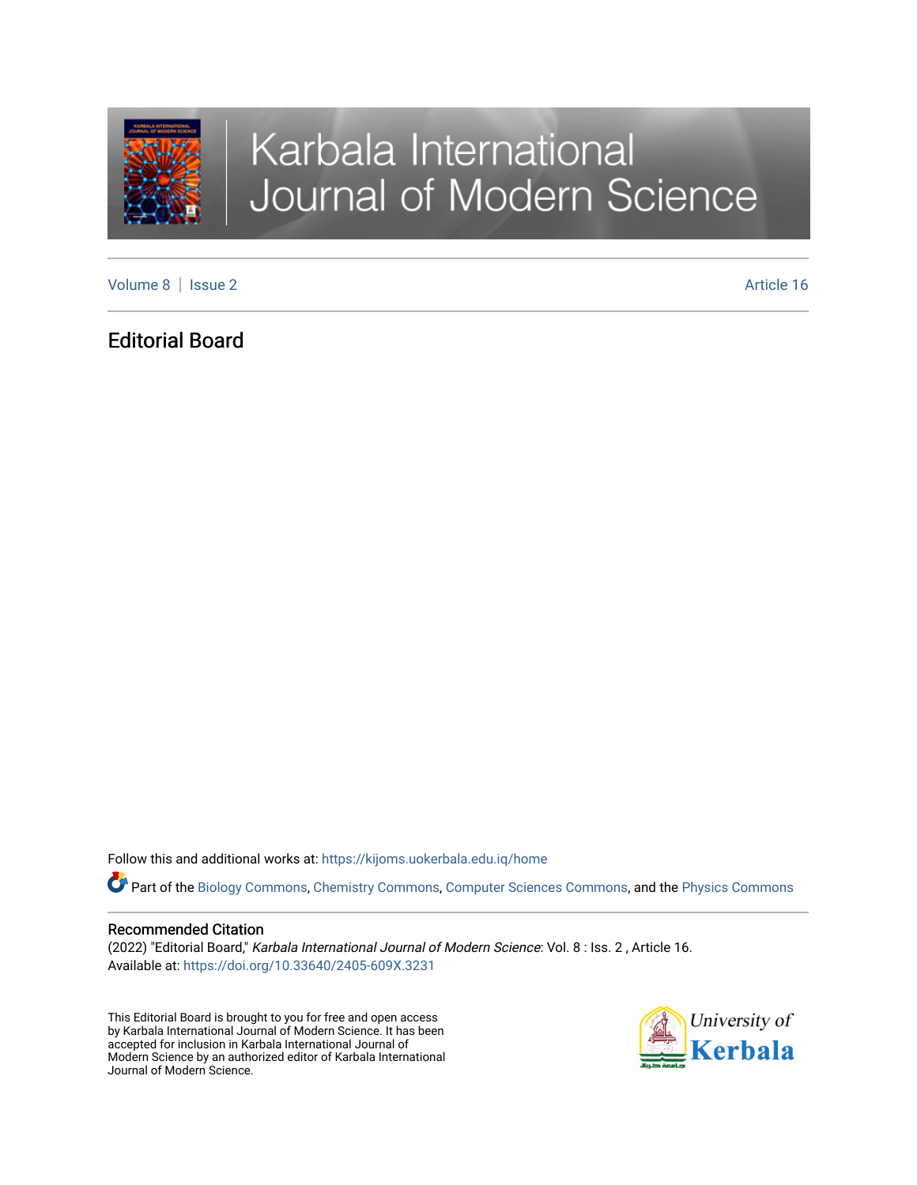# Karbala International Journal of Modern Science

Volume 8 | Issue 2 | Article 16

## Editorial Board

Follow this and additional works at: https://kijoms.uokerbala.edu.iq/home

Part of the Biology Commons, Chemistry Commons, Computer Sciences Commons, and the Physics Commons

### Recommended Citation

(2022) "Editorial Board," *Karbala International Journal of Modern Science*: Vol. 8 : Iss. 2 , Article 16.
Available at: https://doi.org/10.33640/2405-609X.3231

This Editorial Board is brought to you for free and open access by Karbala International Journal of Modern Science. It has been accepted for inclusion in Karbala International Journal of Modern Science by an authorized editor of Karbala International Journal of Modern Science.

University of Kerbala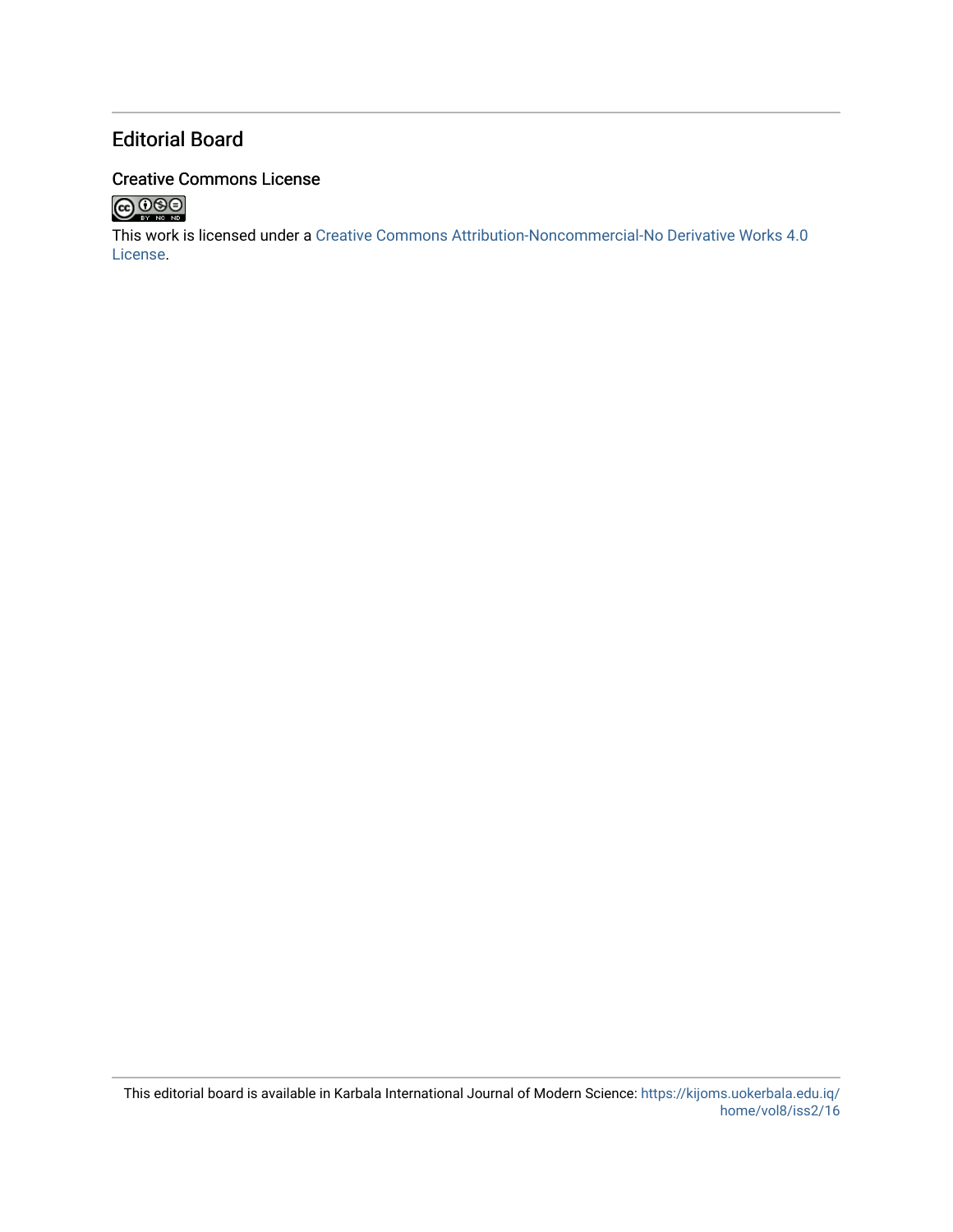## Editorial Board

### Creative Commons License

This work is licensed under a Creative Commons Attribution-Noncommercial-No Derivative Works 4.0 License.

This editorial board is available in Karbala International Journal of Modern Science: https://kijoms.uokerbala.edu.iq/home/vol8/iss2/16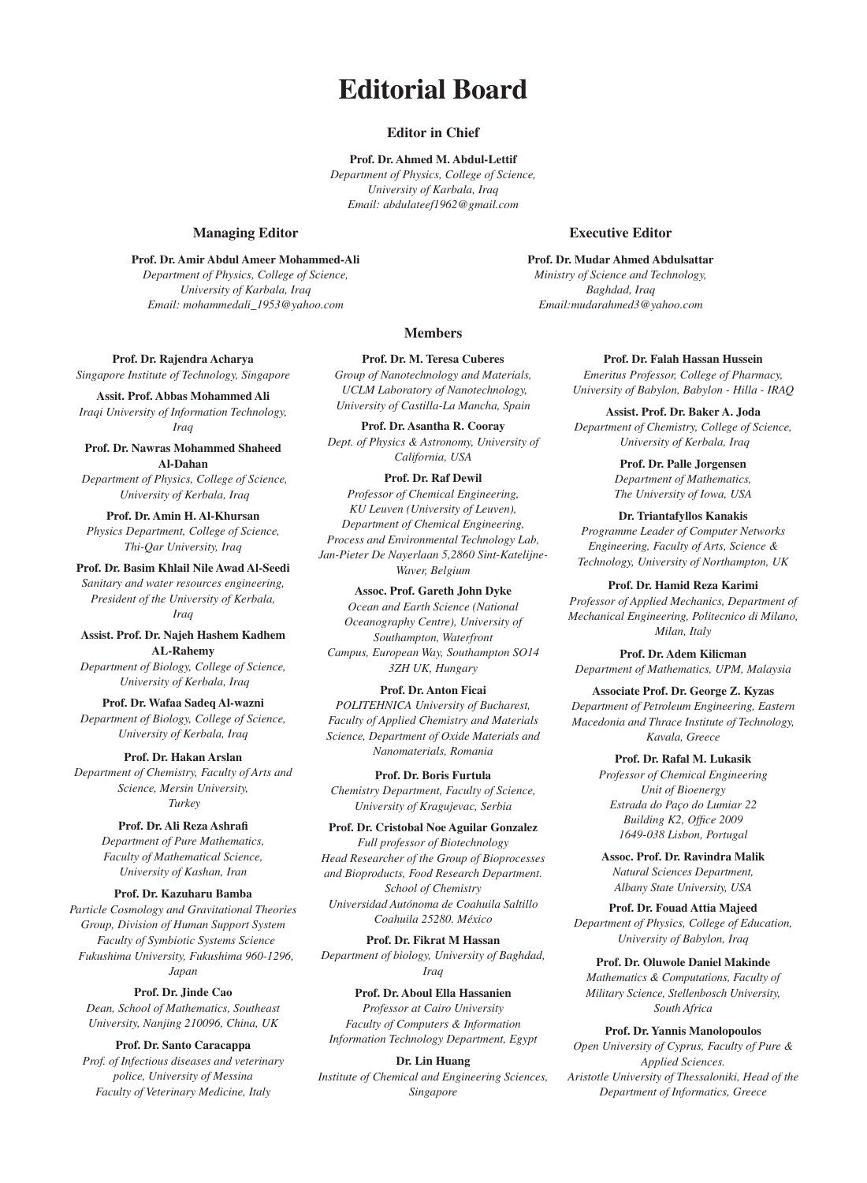# Editorial Board

## Editor in Chief

**Prof. Dr. Ahmed M. Abdul-Lettif**
*Department of Physics, College of Science,*
*University of Karbala, Iraq*
*Email: abdulateef1962@gmail.com*

## Managing Editor

**Prof. Dr. Amir Abdul Ameer Mohammed-Ali**
*Department of Physics, College of Science,*
*University of Karbala, Iraq*
*Email: mohammedali_1953@yahoo.com*

## Executive Editor

**Prof. Dr. Mudar Ahmed Abdulsattar**
*Ministry of Science and Technology,*
*Baghdad, Iraq*
*Email:mudarahmed3@yahoo.com*

## Members

**Prof. Dr. Rajendra Acharya**
*Singapore Institute of Technology, Singapore*

**Assit. Prof. Abbas Mohammed Ali**
*Iraqi University of Information Technology, Iraq*

**Prof. Dr. Nawras Mohammed Shaheed Al-Dahan**
*Department of Physics, College of Science, University of Kerbala, Iraq*

**Prof. Dr. Amin H. Al-Khursan**
*Physics Department, College of Science, Thi-Qar University, Iraq*

**Prof. Dr. Basim Khlail Nile Awad Al-Seedi**
*Sanitary and water resources engineering, President of the University of Kerbala, Iraq*

**Assist. Prof. Dr. Najeh Hashem Kadhem AL-Rahemy**
*Department of Biology, College of Science, University of Kerbala, Iraq*

**Prof. Dr. Wafaa Sadeq Al-wazni**
*Department of Biology, College of Science, University of Kerbala, Iraq*

**Prof. Dr. Hakan Arslan**
*Department of Chemistry, Faculty of Arts and Science, Mersin University, Turkey*

**Prof. Dr. Ali Reza Ashrafi**
*Department of Pure Mathematics, Faculty of Mathematical Science, University of Kashan, Iran*

**Prof. Dr. Kazuharu Bamba**
*Particle Cosmology and Gravitational Theories Group, Division of Human Support System Faculty of Symbiotic Systems Science Fukushima University, Fukushima 960-1296, Japan*

**Prof. Dr. Jinde Cao**
*Dean, School of Mathematics, Southeast University, Nanjing 210096, China, UK*

**Prof. Dr. Santo Caracappa**
*Prof. of Infectious diseases and veterinary police, University of Messina Faculty of Veterinary Medicine, Italy*

**Prof. Dr. M. Teresa Cuberes**
*Group of Nanotechnology and Materials, UCLM Laboratory of Nanotechnology, University of Castilla-La Mancha, Spain*

**Prof. Dr. Asantha R. Cooray**
*Dept. of Physics & Astronomy, University of California, USA*

**Prof. Dr. Raf Dewil**
*Professor of Chemical Engineering, KU Leuven (University of Leuven), Department of Chemical Engineering, Process and Environmental Technology Lab, Jan-Pieter De Nayerlaan 5,2860 Sint-Katelijne-Waver, Belgium*

**Assoc. Prof. Gareth John Dyke**
*Ocean and Earth Science (National Oceanography Centre), University of Southampton, Waterfront Campus, European Way, Southampton SO14 3ZH UK, Hungary*

**Prof. Dr. Anton Ficai**
*POLITEHNICA University of Bucharest, Faculty of Applied Chemistry and Materials Science, Department of Oxide Materials and Nanomaterials, Romania*

**Prof. Dr. Boris Furtula**
*Chemistry Department, Faculty of Science, University of Kragujevac, Serbia*

**Prof. Dr. Cristobal Noe Aguilar Gonzalez**
*Full professor of Biotechnology Head Researcher of the Group of Bioprocesses and Bioproducts, Food Research Department. School of Chemistry Universidad Autónoma de Coahuila Saltillo Coahuila 25280. México*

**Prof. Dr. Fikrat M Hassan**
*Department of biology, University of Baghdad, Iraq*

**Prof. Dr. Aboul Ella Hassanien**
*Professor at Cairo University Faculty of Computers & Information Information Technology Department, Egypt*

**Dr. Lin Huang**
*Institute of Chemical and Engineering Sciences, Singapore*

**Prof. Dr. Falah Hassan Hussein**
*Emeritus Professor, College of Pharmacy, University of Babylon, Babylon - Hilla - IRAQ*

**Assist. Prof. Dr. Baker A. Joda**
*Department of Chemistry, College of Science, University of Kerbala, Iraq*

**Prof. Dr. Palle Jorgensen**
*Department of Mathematics, The University of Iowa, USA*

**Dr. Triantafyllos Kanakis**
*Programme Leader of Computer Networks Engineering, Faculty of Arts, Science & Technology, University of Northampton, UK*

**Prof. Dr. Hamid Reza Karimi**
*Professor of Applied Mechanics, Department of Mechanical Engineering, Politecnico di Milano, Milan, Italy*

**Prof. Dr. Adem Kilicman**
*Department of Mathematics, UPM, Malaysia*

**Associate Prof. Dr. George Z. Kyzas**
*Department of Petroleum Engineering, Eastern Macedonia and Thrace Institute of Technology, Kavala, Greece*

**Prof. Dr. Rafal M. Lukasik**
*Professor of Chemical Engineering Unit of Bioenergy Estrada do Paço do Lumiar 22 Building K2, Office 2009 1649-038 Lisbon, Portugal*

**Assoc. Prof. Dr. Ravindra Malik**
*Natural Sciences Department, Albany State University, USA*

**Prof. Dr. Fouad Attia Majeed**
*Department of Physics, College of Education, University of Babylon, Iraq*

**Prof. Dr. Oluwole Daniel Makinde**
*Mathematics & Computations, Faculty of Military Science, Stellenbosch University, South Africa*

**Prof. Dr. Yannis Manolopoulos**
*Open University of Cyprus, Faculty of Pure & Applied Sciences. Aristotle University of Thessaloniki, Head of the Department of Informatics, Greece*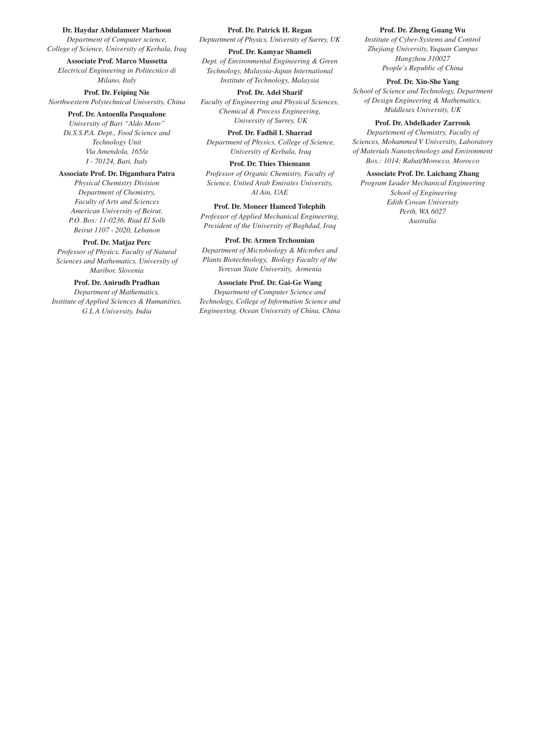**Dr. Haydar Abdulameer Marhoon**
*Department of Computer science, College of Science, University of Kerbala, Iraq*

**Associate Prof. Marco Mussetta**
*Electrical Engineering in Politecnico di Milano, Italy*

**Prof. Dr. Feiping Nie**
*Northwestern Polytechnical University, China*

**Prof. Dr. Antoenlla Pasqualone**
*University of Bari "Aldo Moro" Di.S.S.P.A. Dept., Food Science and Technology Unit Via Amendola, 165/a I - 70124, Bari, Italy*

**Associate Prof. Dr. Digambara Patra**
*Physical Chemistry Division Department of Chemistry, Faculty of Arts and Sciences American University of Beirut, P.O. Box: 11-0236, Riad El Solh Beirut 1107 - 2020, Lebanon*

**Prof. Dr. Matjaz Perc**
*Professor of Physics, Faculty of Natural Sciences and Mathematics, University of Maribor, Slovenia*

**Prof. Dr. Anirudh Pradhan**
*Department of Mathematics, Institute of Applied Sciences & Humanities, G L A University, India*

**Prof. Dr. Patrick H. Regan**
*Deptartment of Physics, University of Surrey, UK*

**Prof. Dr. Kamyar Shameli**
*Dept. of Environmental Engineering & Green Technology, Malaysia-Japan International Institute of Technology, Malaysia*

**Prof. Dr. Adel Sharif**
*Faculty of Engineering and Physical Sciences, Chemical & Process Engineering, University of Surrey, UK*

**Prof. Dr. Fadhil I. Sharrad**
*Department of Physics, College of Science, University of Kerbala, Iraq*

**Prof. Dr. Thies Thiemann**
*Professor of Organic Chemistry, Faculty of Science, United Arab Emirates University, Al Ain, UAE*

**Prof. Dr. Moneer Hameed Tolephih**
*Professor of Applied Mechanical Engineering, President of the University of Baghdad, Iraq*

**Prof. Dr. Armen Trchounian**
*Department of Microbiology & Microbes and Plants Biotechnology, Biology Faculty of the Yerevan State University, Armenia*

**Associate Prof. Dr. Gai-Ge Wang**
*Department of Computer Science and Technology, College of Information Science and Engineering, Ocean University of China, China*

**Prof. Dr. Zheng Guang Wu**
*Institute of Cyber-Systems and Control Zhejiang University, Yuquan Campus Hangzhou 310027 People's Republic of China*

**Prof. Dr. Xin-She Yang**
*School of Science and Technology, Department of Design Engineering & Mathematics, Middlesex University, UK*

**Prof. Dr. Abdelkader Zarrouk**
*Departement of Chemistry, Faculty of Sciences, Mohammed V University, Laboratory of Materials Nanotechnology and Environment Box.: 1014; Rabat/Morocco, Morocco*

**Associate Prof. Dr. Laichang Zhang**
*Program Leader Mechanical Engineering School of Engineering Edith Cowan University Perth, WA 6027 Australia*